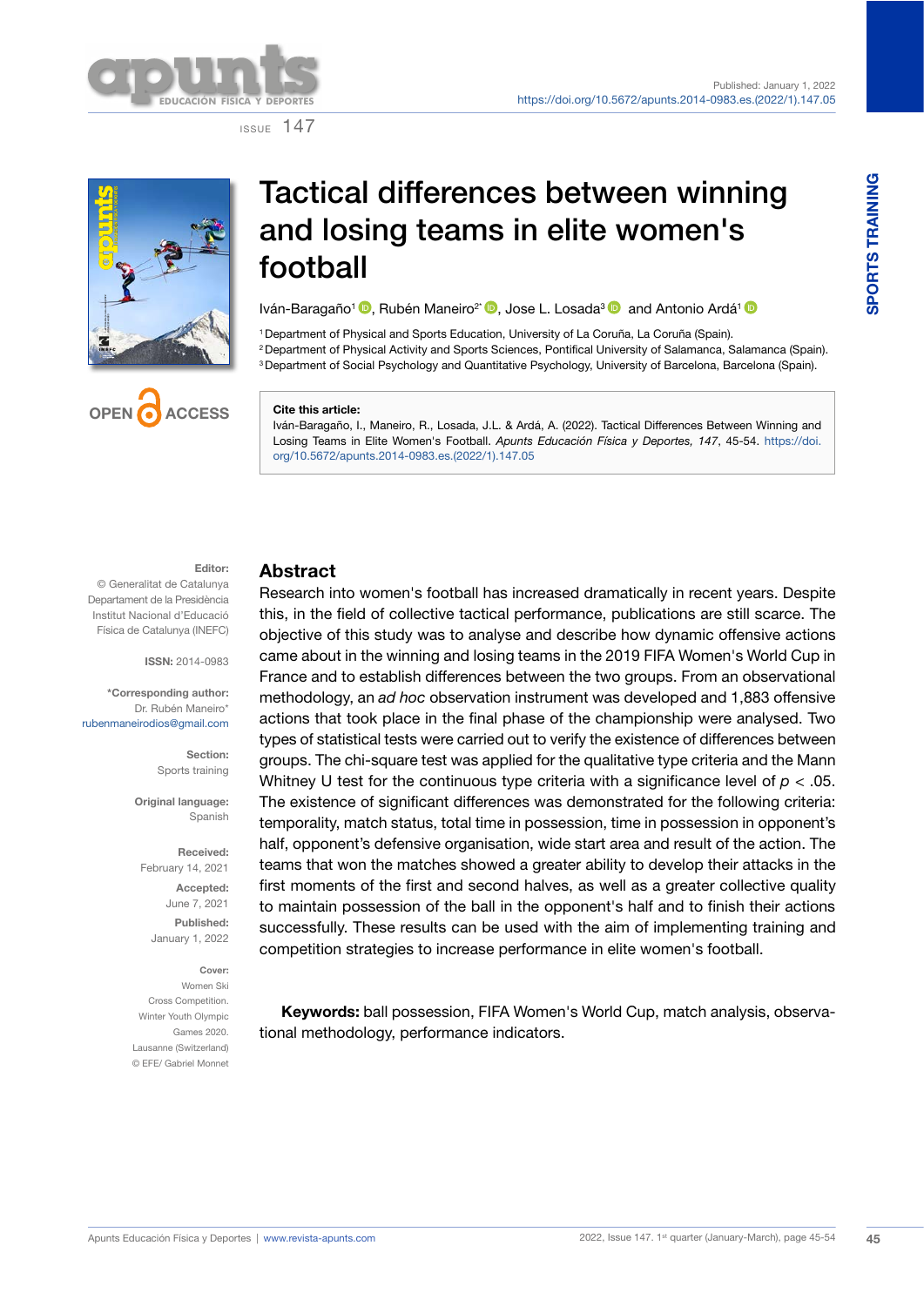Published: January 1, 2022
https://doi.org/10.5672/apunts.2014-0983.es.(2022/1).147.05

ISSUE 147

SPORTS TRAINING

OPEN ACCESS

# Tactical differences between winning and losing teams in elite women's football

Iván-Baragaño[1], Rubén Maneiro[2*], Jose L. Losada[3] and Antonio Ardá[1]

[1] Department of Physical and Sports Education, University of La Coruña, La Coruña (Spain).
[2] Department of Physical Activity and Sports Sciences, Pontifical University of Salamanca, Salamanca (Spain).
[3] Department of Social Psychology and Quantitative Psychology, University of Barcelona, Barcelona (Spain).

**Cite this article:**
Iván-Baragaño, I., Maneiro, R., Losada, J.L. & Ardá, A. (2022). Tactical Differences Between Winning and Losing Teams in Elite Women's Football. *Apunts Educación Física y Deportes, 147*, 45-54. https://doi.org/10.5672/apunts.2014-0983.es.(2022/1).147.05

**Editor:**
© Generalitat de Catalunya
Departament de la Presidència
Institut Nacional d'Educació
Física de Catalunya (INEFC)

**ISSN:** 2014-0983

**\*Corresponding author:**
Dr. Rubén Maneiro*
rubenmaneirodios@gmail.com

**Section:**
Sports training

**Original language:**
Spanish

**Received:**
February 14, 2021

**Accepted:**
June 7, 2021

**Published:**
January 1, 2022

**Cover:**
Women Ski
Cross Competition.
Winter Youth Olympic
Games 2020.
Lausanne (Switzerland)
© EFE/ Gabriel Monnet

## Abstract

Research into women's football has increased dramatically in recent years. Despite this, in the field of collective tactical performance, publications are still scarce. The objective of this study was to analyse and describe how dynamic offensive actions came about in the winning and losing teams in the 2019 FIFA Women's World Cup in France and to establish differences between the two groups. From an observational methodology, an *ad hoc* observation instrument was developed and 1,883 offensive actions that took place in the final phase of the championship were analysed. Two types of statistical tests were carried out to verify the existence of differences between groups. The chi-square test was applied for the qualitative type criteria and the Mann Whitney U test for the continuous type criteria with a significance level of $p < .05$. The existence of significant differences was demonstrated for the following criteria: temporality, match status, total time in possession, time in possession in opponent's half, opponent's defensive organisation, wide start area and result of the action. The teams that won the matches showed a greater ability to develop their attacks in the first moments of the first and second halves, as well as a greater collective quality to maintain possession of the ball in the opponent's half and to finish their actions successfully. These results can be used with the aim of implementing training and competition strategies to increase performance in elite women's football.

**Keywords:** ball possession, FIFA Women's World Cup, match analysis, observational methodology, performance indicators.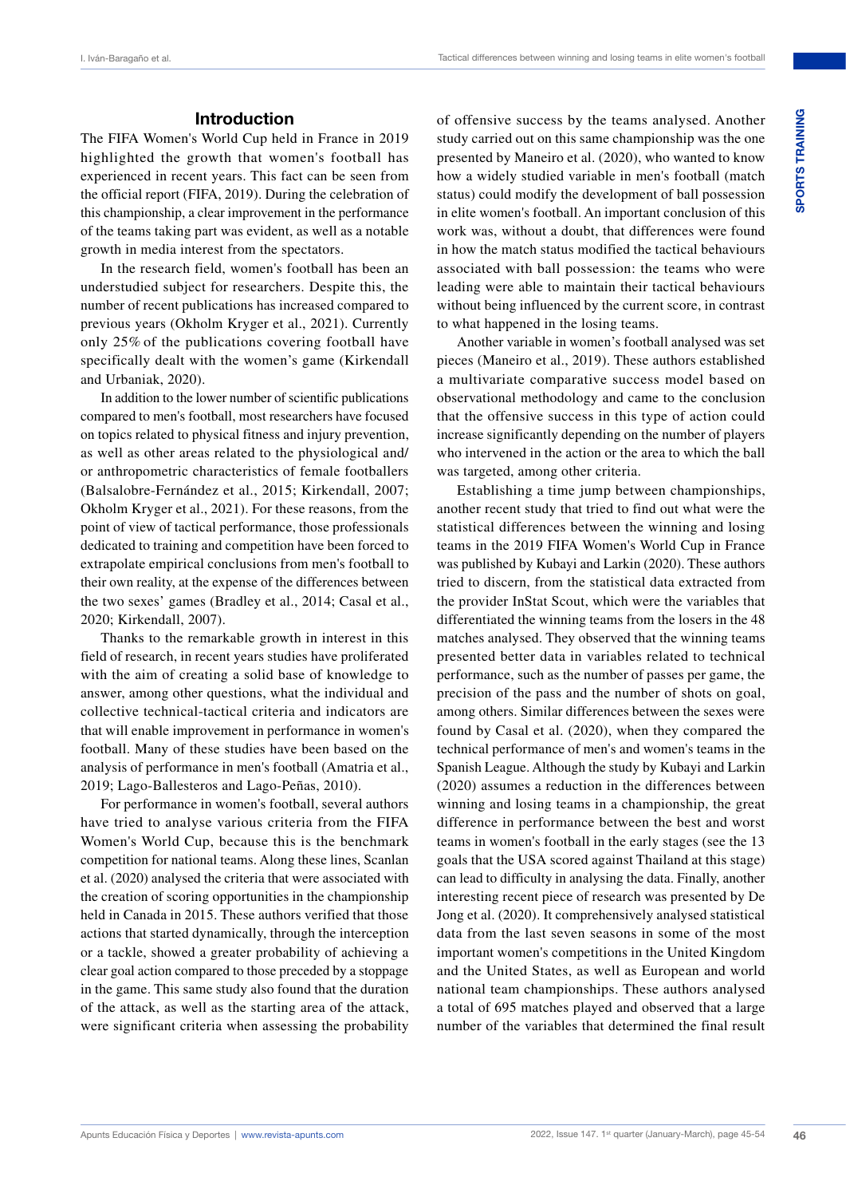## Introduction

The FIFA Women's World Cup held in France in 2019 highlighted the growth that women's football has experienced in recent years. This fact can be seen from the official report (FIFA, 2019). During the celebration of this championship, a clear improvement in the performance of the teams taking part was evident, as well as a notable growth in media interest from the spectators.

In the research field, women's football has been an understudied subject for researchers. Despite this, the number of recent publications has increased compared to previous years (Okholm Kryger et al., 2021). Currently only 25% of the publications covering football have specifically dealt with the women's game (Kirkendall and Urbaniak, 2020).

In addition to the lower number of scientific publications compared to men's football, most researchers have focused on topics related to physical fitness and injury prevention, as well as other areas related to the physiological and/or anthropometric characteristics of female footballers (Balsalobre-Fernández et al., 2015; Kirkendall, 2007; Okholm Kryger et al., 2021). For these reasons, from the point of view of tactical performance, those professionals dedicated to training and competition have been forced to extrapolate empirical conclusions from men's football to their own reality, at the expense of the differences between the two sexes' games (Bradley et al., 2014; Casal et al., 2020; Kirkendall, 2007).

Thanks to the remarkable growth in interest in this field of research, in recent years studies have proliferated with the aim of creating a solid base of knowledge to answer, among other questions, what the individual and collective technical-tactical criteria and indicators are that will enable improvement in performance in women's football. Many of these studies have been based on the analysis of performance in men's football (Amatria et al., 2019; Lago-Ballesteros and Lago-Peñas, 2010).

For performance in women's football, several authors have tried to analyse various criteria from the FIFA Women's World Cup, because this is the benchmark competition for national teams. Along these lines, Scanlan et al. (2020) analysed the criteria that were associated with the creation of scoring opportunities in the championship held in Canada in 2015. These authors verified that those actions that started dynamically, through the interception or a tackle, showed a greater probability of achieving a clear goal action compared to those preceded by a stoppage in the game. This same study also found that the duration of the attack, as well as the starting area of the attack, were significant criteria when assessing the probability of offensive success by the teams analysed. Another study carried out on this same championship was the one presented by Maneiro et al. (2020), who wanted to know how a widely studied variable in men's football (match status) could modify the development of ball possession in elite women's football. An important conclusion of this work was, without a doubt, that differences were found in how the match status modified the tactical behaviours associated with ball possession: the teams who were leading were able to maintain their tactical behaviours without being influenced by the current score, in contrast to what happened in the losing teams.

Another variable in women's football analysed was set pieces (Maneiro et al., 2019). These authors established a multivariate comparative success model based on observational methodology and came to the conclusion that the offensive success in this type of action could increase significantly depending on the number of players who intervened in the action or the area to which the ball was targeted, among other criteria.

Establishing a time jump between championships, another recent study that tried to find out what were the statistical differences between the winning and losing teams in the 2019 FIFA Women's World Cup in France was published by Kubayi and Larkin (2020). These authors tried to discern, from the statistical data extracted from the provider InStat Scout, which were the variables that differentiated the winning teams from the losers in the 48 matches analysed. They observed that the winning teams presented better data in variables related to technical performance, such as the number of passes per game, the precision of the pass and the number of shots on goal, among others. Similar differences between the sexes were found by Casal et al. (2020), when they compared the technical performance of men's and women's teams in the Spanish League. Although the study by Kubayi and Larkin (2020) assumes a reduction in the differences between winning and losing teams in a championship, the great difference in performance between the best and worst teams in women's football in the early stages (see the 13 goals that the USA scored against Thailand at this stage) can lead to difficulty in analysing the data. Finally, another interesting recent piece of research was presented by De Jong et al. (2020). It comprehensively analysed statistical data from the last seven seasons in some of the most important women's competitions in the United Kingdom and the United States, as well as European and world national team championships. These authors analysed a total of 695 matches played and observed that a large number of the variables that determined the final result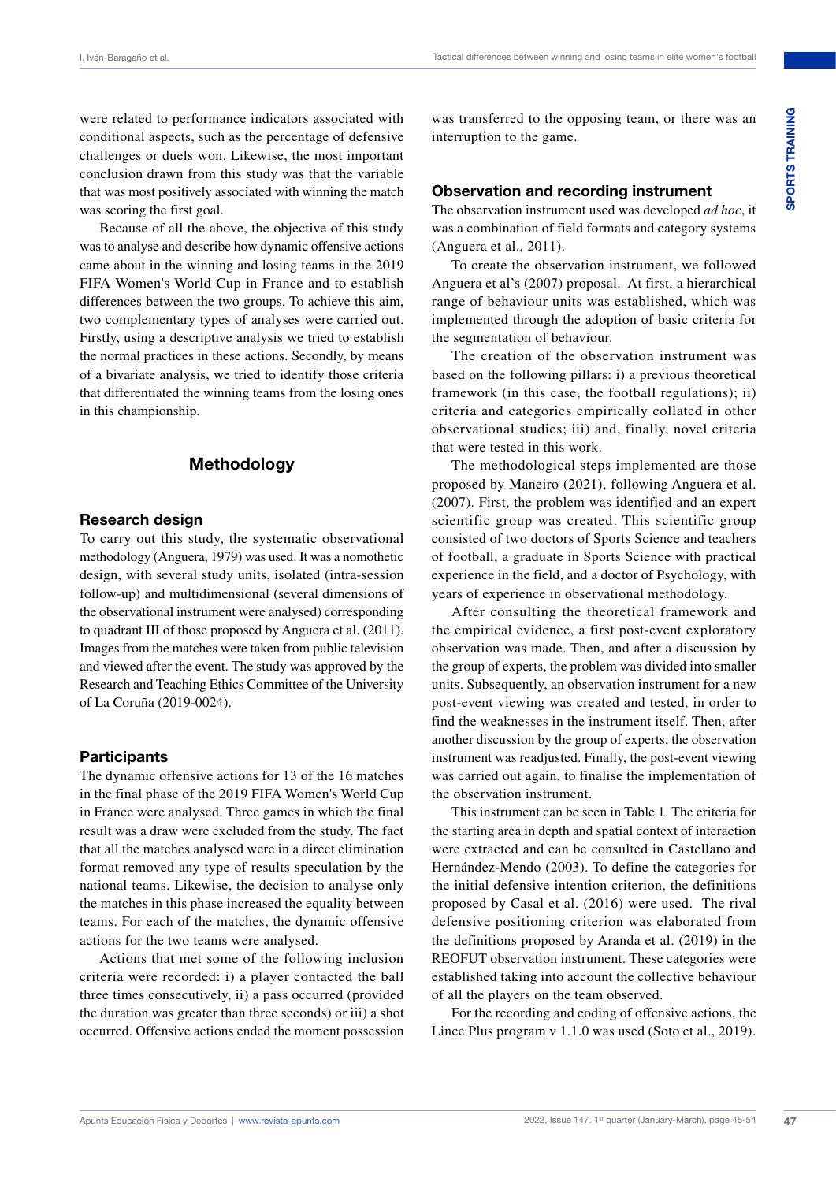were related to performance indicators associated with conditional aspects, such as the percentage of defensive challenges or duels won. Likewise, the most important conclusion drawn from this study was that the variable that was most positively associated with winning the match was scoring the first goal.

Because of all the above, the objective of this study was to analyse and describe how dynamic offensive actions came about in the winning and losing teams in the 2019 FIFA Women's World Cup in France and to establish differences between the two groups. To achieve this aim, two complementary types of analyses were carried out. Firstly, using a descriptive analysis we tried to establish the normal practices in these actions. Secondly, by means of a bivariate analysis, we tried to identify those criteria that differentiated the winning teams from the losing ones in this championship.

## Methodology

### Research design

To carry out this study, the systematic observational methodology (Anguera, 1979) was used. It was a nomothetic design, with several study units, isolated (intra-session follow-up) and multidimensional (several dimensions of the observational instrument were analysed) corresponding to quadrant III of those proposed by Anguera et al. (2011). Images from the matches were taken from public television and viewed after the event. The study was approved by the Research and Teaching Ethics Committee of the University of La Coruña (2019-0024).

### Participants

The dynamic offensive actions for 13 of the 16 matches in the final phase of the 2019 FIFA Women's World Cup in France were analysed. Three games in which the final result was a draw were excluded from the study. The fact that all the matches analysed were in a direct elimination format removed any type of results speculation by the national teams. Likewise, the decision to analyse only the matches in this phase increased the equality between teams. For each of the matches, the dynamic offensive actions for the two teams were analysed.

Actions that met some of the following inclusion criteria were recorded: i) a player contacted the ball three times consecutively, ii) a pass occurred (provided the duration was greater than three seconds) or iii) a shot occurred. Offensive actions ended the moment possession was transferred to the opposing team, or there was an interruption to the game.

### Observation and recording instrument

The observation instrument used was developed *ad hoc*, it was a combination of field formats and category systems (Anguera et al., 2011).

To create the observation instrument, we followed Anguera et al's (2007) proposal. At first, a hierarchical range of behaviour units was established, which was implemented through the adoption of basic criteria for the segmentation of behaviour.

The creation of the observation instrument was based on the following pillars: i) a previous theoretical framework (in this case, the football regulations); ii) criteria and categories empirically collated in other observational studies; iii) and, finally, novel criteria that were tested in this work.

The methodological steps implemented are those proposed by Maneiro (2021), following Anguera et al. (2007). First, the problem was identified and an expert scientific group was created. This scientific group consisted of two doctors of Sports Science and teachers of football, a graduate in Sports Science with practical experience in the field, and a doctor of Psychology, with years of experience in observational methodology.

After consulting the theoretical framework and the empirical evidence, a first post-event exploratory observation was made. Then, and after a discussion by the group of experts, the problem was divided into smaller units. Subsequently, an observation instrument for a new post-event viewing was created and tested, in order to find the weaknesses in the instrument itself. Then, after another discussion by the group of experts, the observation instrument was readjusted. Finally, the post-event viewing was carried out again, to finalise the implementation of the observation instrument.

This instrument can be seen in Table 1. The criteria for the starting area in depth and spatial context of interaction were extracted and can be consulted in Castellano and Hernández-Mendo (2003). To define the categories for the initial defensive intention criterion, the definitions proposed by Casal et al. (2016) were used. The rival defensive positioning criterion was elaborated from the definitions proposed by Aranda et al. (2019) in the REOFUT observation instrument. These categories were established taking into account the collective behaviour of all the players on the team observed.

For the recording and coding of offensive actions, the Lince Plus program v 1.1.0 was used (Soto et al., 2019).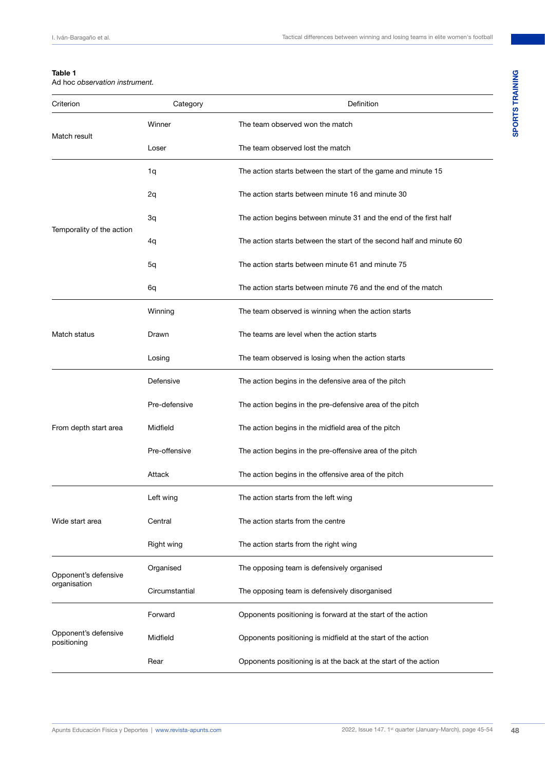**Table 1**
Ad hoc *observation instrument.*

| Criterion | Category | Definition |
|---|---|---|
| Match result | Winner | The team observed won the match |
| | Loser | The team observed lost the match |
| Temporality of the action | 1q | The action starts between the start of the game and minute 15 |
| | 2q | The action starts between minute 16 and minute 30 |
| | 3q | The action begins between minute 31 and the end of the first half |
| | 4q | The action starts between the start of the second half and minute 60 |
| | 5q | The action starts between minute 61 and minute 75 |
| | 6q | The action starts between minute 76 and the end of the match |
| Match status | Winning | The team observed is winning when the action starts |
| | Drawn | The teams are level when the action starts |
| | Losing | The team observed is losing when the action starts |
| From depth start area | Defensive | The action begins in the defensive area of the pitch |
| | Pre-defensive | The action begins in the pre-defensive area of the pitch |
| | Midfield | The action begins in the midfield area of the pitch |
| | Pre-offensive | The action begins in the pre-offensive area of the pitch |
| | Attack | The action begins in the offensive area of the pitch |
| Wide start area | Left wing | The action starts from the left wing |
| | Central | The action starts from the centre |
| | Right wing | The action starts from the right wing |
| Opponent's defensive organisation | Organised | The opposing team is defensively organised |
| | Circumstantial | The opposing team is defensively disorganised |
| Opponent's defensive positioning | Forward | Opponents positioning is forward at the start of the action |
| | Midfield | Opponents positioning is midfield at the start of the action |
| | Rear | Opponents positioning is at the back at the start of the action |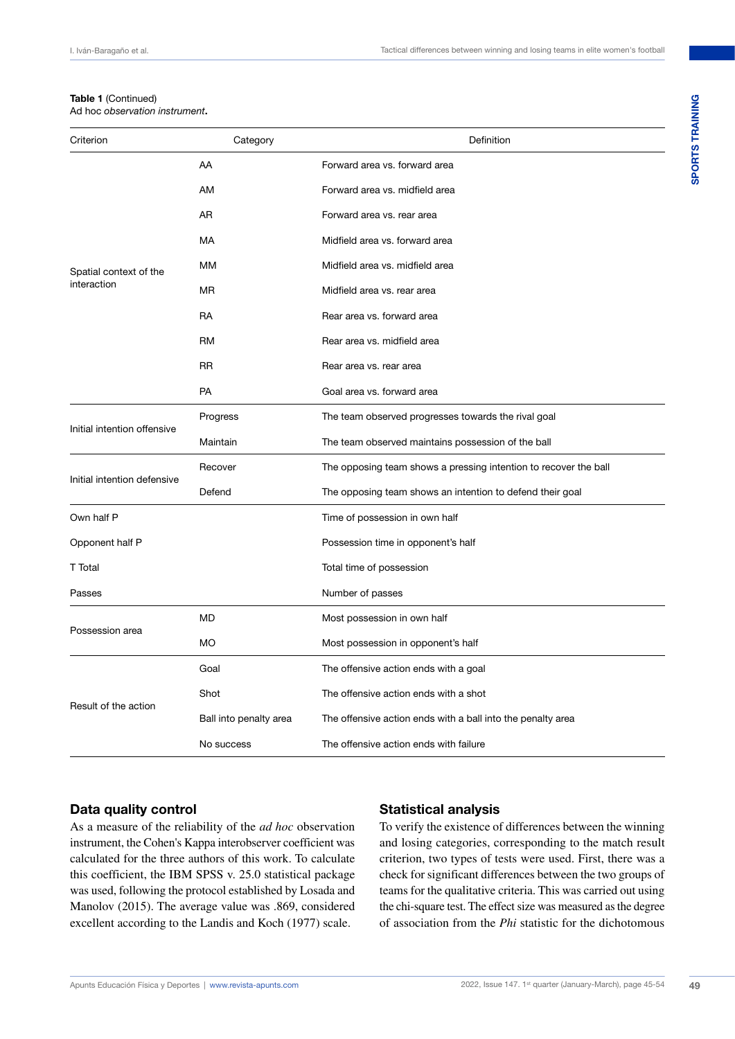**Table 1** (Continued)
Ad hoc *observation instrument*.

| Criterion | Category | Definition |
|---|---|---|
| Spatial context of the interaction | AA | Forward area vs. forward area |
| | AM | Forward area vs. midfield area |
| | AR | Forward area vs. rear area |
| | MA | Midfield area vs. forward area |
| | MM | Midfield area vs. midfield area |
| | MR | Midfield area vs. rear area |
| | RA | Rear area vs. forward area |
| | RM | Rear area vs. midfield area |
| | RR | Rear area vs. rear area |
| | PA | Goal area vs. forward area |
| Initial intention offensive | Progress | The team observed progresses towards the rival goal |
| | Maintain | The team observed maintains possession of the ball |
| Initial intention defensive | Recover | The opposing team shows a pressing intention to recover the ball |
| | Defend | The opposing team shows an intention to defend their goal |
| Own half P | | Time of possession in own half |
| Opponent half P | | Possession time in opponent's half |
| T Total | | Total time of possession |
| Passes | | Number of passes |
| Possession area | MD | Most possession in own half |
| | MO | Most possession in opponent's half |
| Result of the action | Goal | The offensive action ends with a goal |
| | Shot | The offensive action ends with a shot |
| | Ball into penalty area | The offensive action ends with a ball into the penalty area |
| | No success | The offensive action ends with failure |

## Data quality control

As a measure of the reliability of the *ad hoc* observation instrument, the Cohen's Kappa interobserver coefficient was calculated for the three authors of this work. To calculate this coefficient, the IBM SPSS v. 25.0 statistical package was used, following the protocol established by Losada and Manolov (2015). The average value was .869, considered excellent according to the Landis and Koch (1977) scale.

## Statistical analysis

To verify the existence of differences between the winning and losing categories, corresponding to the match result criterion, two types of tests were used. First, there was a check for significant differences between the two groups of teams for the qualitative criteria. This was carried out using the chi-square test. The effect size was measured as the degree of association from the *Phi* statistic for the dichotomous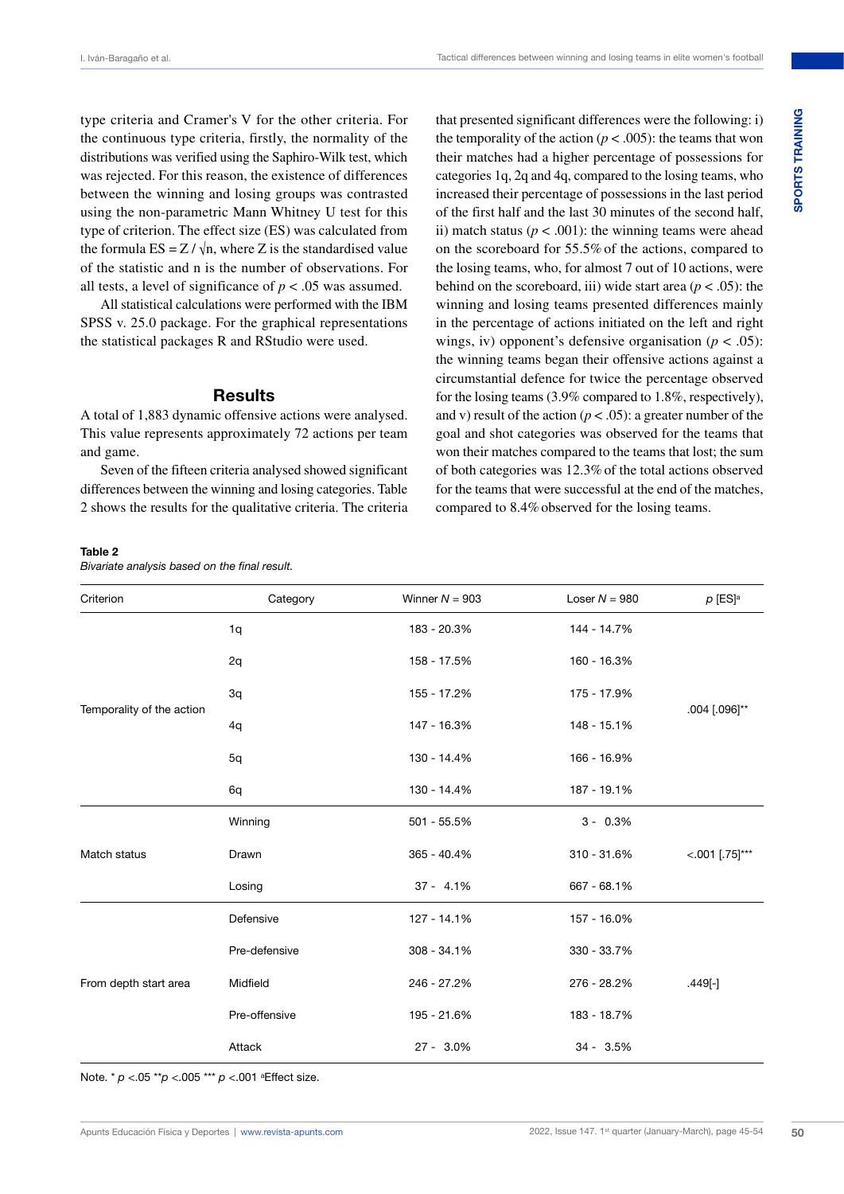type criteria and Cramer's V for the other criteria. For the continuous type criteria, firstly, the normality of the distributions was verified using the Saphiro-Wilk test, which was rejected. For this reason, the existence of differences between the winning and losing groups was contrasted using the non-parametric Mann Whitney U test for this type of criterion. The effect size (ES) was calculated from the formula $ES = Z / \sqrt{n}$, where Z is the standardised value of the statistic and n is the number of observations. For all tests, a level of significance of $p < .05$ was assumed.

All statistical calculations were performed with the IBM SPSS v. 25.0 package. For the graphical representations the statistical packages R and RStudio were used.

## Results

A total of 1,883 dynamic offensive actions were analysed. This value represents approximately 72 actions per team and game.

Seven of the fifteen criteria analysed showed significant differences between the winning and losing categories. Table 2 shows the results for the qualitative criteria. The criteria that presented significant differences were the following: i) the temporality of the action ($p < .005$): the teams that won their matches had a higher percentage of possessions for categories 1q, 2q and 4q, compared to the losing teams, who increased their percentage of possessions in the last period of the first half and the last 30 minutes of the second half, ii) match status ($p < .001$): the winning teams were ahead on the scoreboard for 55.5% of the actions, compared to the losing teams, who, for almost 7 out of 10 actions, were behind on the scoreboard, iii) wide start area ($p < .05$): the winning and losing teams presented differences mainly in the percentage of actions initiated on the left and right wings, iv) opponent's defensive organisation ($p < .05$): the winning teams began their offensive actions against a circumstantial defence for twice the percentage observed for the losing teams (3.9% compared to 1.8%, respectively), and v) result of the action ($p < .05$): a greater number of the goal and shot categories was observed for the teams that won their matches compared to the teams that lost; the sum of both categories was 12.3% of the total actions observed for the teams that were successful at the end of the matches, compared to 8.4% observed for the losing teams.

**Table 2**
*Bivariate analysis based on the final result.*

| Criterion | Category | Winner $N$ = 903 | Loser $N$ = 980 | $p$ [ES][a] |
|---|---|---|---|---|
| Temporality of the action | 1q | 183 - 20.3% | 144 - 14.7% | .004 [.096]** |
| | 2q | 158 - 17.5% | 160 - 16.3% | |
| | 3q | 155 - 17.2% | 175 - 17.9% | |
| | 4q | 147 - 16.3% | 148 - 15.1% | |
| | 5q | 130 - 14.4% | 166 - 16.9% | |
| | 6q | 130 - 14.4% | 187 - 19.1% | |
| Match status | Winning | 501 - 55.5% | 3 - 0.3% | <.001 [.75]*** |
| | Drawn | 365 - 40.4% | 310 - 31.6% | |
| | Losing | 37 - 4.1% | 667 - 68.1% | |
| From depth start area | Defensive | 127 - 14.1% | 157 - 16.0% | .449[-] |
| | Pre-defensive | 308 - 34.1% | 330 - 33.7% | |
| | Midfield | 246 - 27.2% | 276 - 28.2% | |
| | Pre-offensive | 195 - 21.6% | 183 - 18.7% | |
| | Attack | 27 - 3.0% | 34 - 3.5% | |

Note. * $p$ <.05 ** $p$ <.005 *** $p$ <.001 [a]Effect size.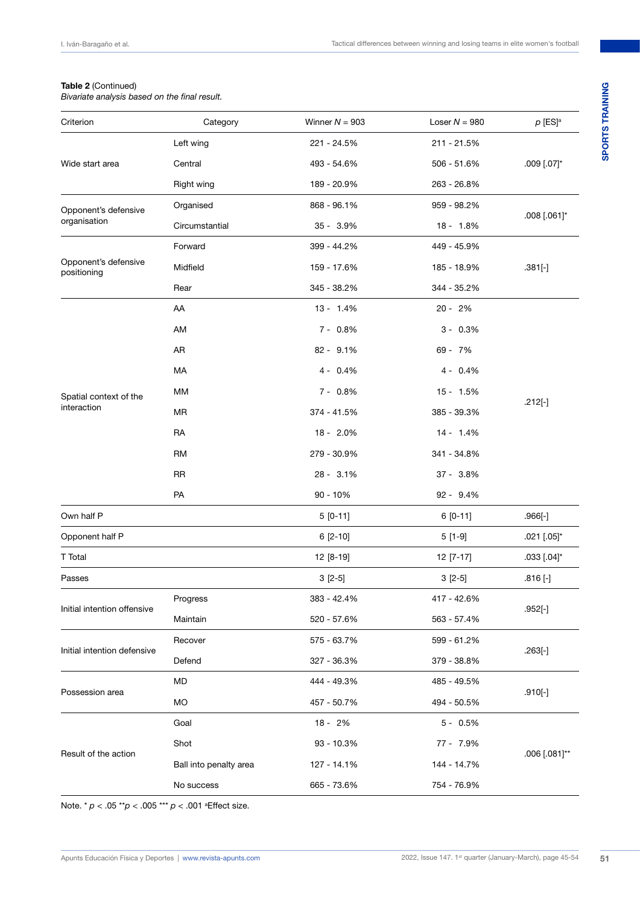**Table 2** (Continued)
*Bivariate analysis based on the final result.*

| Criterion | Category | Winner *N* = 903 | Loser *N* = 980 | *p* [ES][a] |
|---|---|---|---|---|
| Wide start area | Left wing | 221 - 24.5% | 211 - 21.5% | .009 [.07]* |
| | Central | 493 - 54.6% | 506 - 51.6% | |
| | Right wing | 189 - 20.9% | 263 - 26.8% | |
| Opponent's defensive organisation | Organised | 868 - 96.1% | 959 - 98.2% | .008 [.061]* |
| | Circumstantial | 35 - 3.9% | 18 - 1.8% | |
| Opponent's defensive positioning | Forward | 399 - 44.2% | 449 - 45.9% | .381[-] |
| | Midfield | 159 - 17.6% | 185 - 18.9% | |
| | Rear | 345 - 38.2% | 344 - 35.2% | |
| Spatial context of the interaction | AA | 13 - 1.4% | 20 - 2% | .212[-] |
| | AM | 7 - 0.8% | 3 - 0.3% | |
| | AR | 82 - 9.1% | 69 - 7% | |
| | MA | 4 - 0.4% | 4 - 0.4% | |
| | MM | 7 - 0.8% | 15 - 1.5% | |
| | MR | 374 - 41.5% | 385 - 39.3% | |
| | RA | 18 - 2.0% | 14 - 1.4% | |
| | RM | 279 - 30.9% | 341 - 34.8% | |
| | RR | 28 - 3.1% | 37 - 3.8% | |
| | PA | 90 - 10% | 92 - 9.4% | |
| Own half P | | 5 [0-11] | 6 [0-11] | .966[-] |
| Opponent half P | | 6 [2-10] | 5 [1-9] | .021 [.05]* |
| T Total | | 12 [8-19] | 12 [7-17] | .033 [.04]* |
| Passes | | 3 [2-5] | 3 [2-5] | .816 [-] |
| Initial intention offensive | Progress | 383 - 42.4% | 417 - 42.6% | .952[-] |
| | Maintain | 520 - 57.6% | 563 - 57.4% | |
| Initial intention defensive | Recover | 575 - 63.7% | 599 - 61.2% | .263[-] |
| | Defend | 327 - 36.3% | 379 - 38.8% | |
| Possession area | MD | 444 - 49.3% | 485 - 49.5% | .910[-] |
| | MO | 457 - 50.7% | 494 - 50.5% | |
| Result of the action | Goal | 18 - 2% | 5 - 0.5% | .006 [.081]** |
| | Shot | 93 - 10.3% | 77 - 7.9% | |
| | Ball into penalty area | 127 - 14.1% | 144 - 14.7% | |
| | No success | 665 - 73.6% | 754 - 76.9% | |

Note. * $p < .05$ ** $p < .005$ *** $p < .001$ [a]Effect size.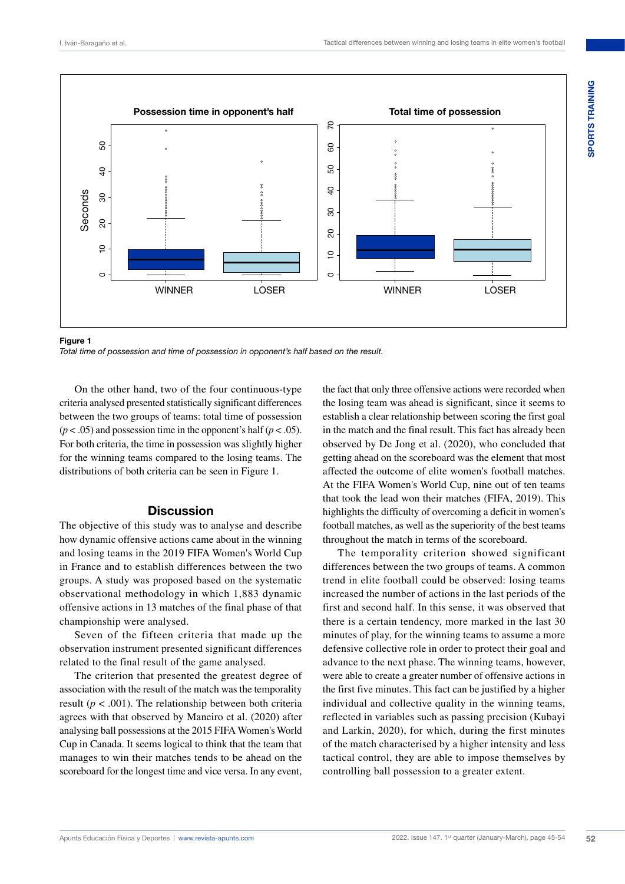**Figure 1**

*Total time of possession and time of possession in opponent's half based on the result.*

On the other hand, two of the four continuous-type criteria analysed presented statistically significant differences between the two groups of teams: total time of possession ($p < .05$) and possession time in the opponent's half ($p < .05$). For both criteria, the time in possession was slightly higher for the winning teams compared to the losing teams. The distributions of both criteria can be seen in Figure 1.

## Discussion

The objective of this study was to analyse and describe how dynamic offensive actions came about in the winning and losing teams in the 2019 FIFA Women's World Cup in France and to establish differences between the two groups. A study was proposed based on the systematic observational methodology in which 1,883 dynamic offensive actions in 13 matches of the final phase of that championship were analysed.

Seven of the fifteen criteria that made up the observation instrument presented significant differences related to the final result of the game analysed.

The criterion that presented the greatest degree of association with the result of the match was the temporality result ($p < .001$). The relationship between both criteria agrees with that observed by Maneiro et al. (2020) after analysing ball possessions at the 2015 FIFA Women's World Cup in Canada. It seems logical to think that the team that manages to win their matches tends to be ahead on the scoreboard for the longest time and vice versa. In any event, the fact that only three offensive actions were recorded when the losing team was ahead is significant, since it seems to establish a clear relationship between scoring the first goal in the match and the final result. This fact has already been observed by De Jong et al. (2020), who concluded that getting ahead on the scoreboard was the element that most affected the outcome of elite women's football matches. At the FIFA Women's World Cup, nine out of ten teams that took the lead won their matches (FIFA, 2019). This highlights the difficulty of overcoming a deficit in women's football matches, as well as the superiority of the best teams throughout the match in terms of the scoreboard.

The temporality criterion showed significant differences between the two groups of teams. A common trend in elite football could be observed: losing teams increased the number of actions in the last periods of the first and second half. In this sense, it was observed that there is a certain tendency, more marked in the last 30 minutes of play, for the winning teams to assume a more defensive collective role in order to protect their goal and advance to the next phase. The winning teams, however, were able to create a greater number of offensive actions in the first five minutes. This fact can be justified by a higher individual and collective quality in the winning teams, reflected in variables such as passing precision (Kubayi and Larkin, 2020), for which, during the first minutes of the match characterised by a higher intensity and less tactical control, they are able to impose themselves by controlling ball possession to a greater extent.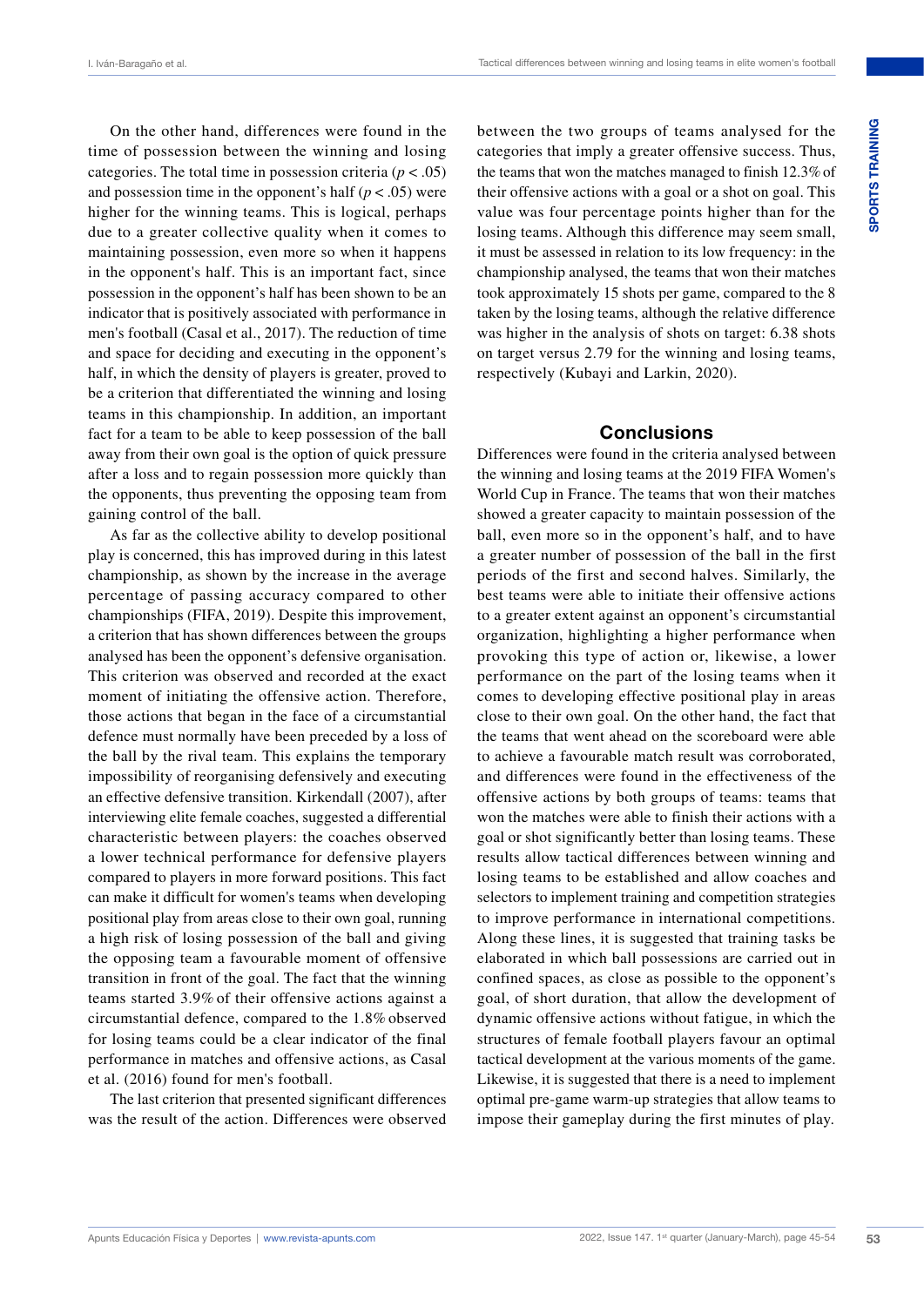On the other hand, differences were found in the time of possession between the winning and losing categories. The total time in possession criteria ($p < .05$) and possession time in the opponent's half ($p < .05$) were higher for the winning teams. This is logical, perhaps due to a greater collective quality when it comes to maintaining possession, even more so when it happens in the opponent's half. This is an important fact, since possession in the opponent's half has been shown to be an indicator that is positively associated with performance in men's football (Casal et al., 2017). The reduction of time and space for deciding and executing in the opponent's half, in which the density of players is greater, proved to be a criterion that differentiated the winning and losing teams in this championship. In addition, an important fact for a team to be able to keep possession of the ball away from their own goal is the option of quick pressure after a loss and to regain possession more quickly than the opponents, thus preventing the opposing team from gaining control of the ball.

As far as the collective ability to develop positional play is concerned, this has improved during in this latest championship, as shown by the increase in the average percentage of passing accuracy compared to other championships (FIFA, 2019). Despite this improvement, a criterion that has shown differences between the groups analysed has been the opponent's defensive organisation. This criterion was observed and recorded at the exact moment of initiating the offensive action. Therefore, those actions that began in the face of a circumstantial defence must normally have been preceded by a loss of the ball by the rival team. This explains the temporary impossibility of reorganising defensively and executing an effective defensive transition. Kirkendall (2007), after interviewing elite female coaches, suggested a differential characteristic between players: the coaches observed a lower technical performance for defensive players compared to players in more forward positions. This fact can make it difficult for women's teams when developing positional play from areas close to their own goal, running a high risk of losing possession of the ball and giving the opposing team a favourable moment of offensive transition in front of the goal. The fact that the winning teams started 3.9% of their offensive actions against a circumstantial defence, compared to the 1.8% observed for losing teams could be a clear indicator of the final performance in matches and offensive actions, as Casal et al. (2016) found for men's football.

The last criterion that presented significant differences was the result of the action. Differences were observed between the two groups of teams analysed for the categories that imply a greater offensive success. Thus, the teams that won the matches managed to finish 12.3% of their offensive actions with a goal or a shot on goal. This value was four percentage points higher than for the losing teams. Although this difference may seem small, it must be assessed in relation to its low frequency: in the championship analysed, the teams that won their matches took approximately 15 shots per game, compared to the 8 taken by the losing teams, although the relative difference was higher in the analysis of shots on target: 6.38 shots on target versus 2.79 for the winning and losing teams, respectively (Kubayi and Larkin, 2020).

## Conclusions

Differences were found in the criteria analysed between the winning and losing teams at the 2019 FIFA Women's World Cup in France. The teams that won their matches showed a greater capacity to maintain possession of the ball, even more so in the opponent's half, and to have a greater number of possession of the ball in the first periods of the first and second halves. Similarly, the best teams were able to initiate their offensive actions to a greater extent against an opponent's circumstantial organization, highlighting a higher performance when provoking this type of action or, likewise, a lower performance on the part of the losing teams when it comes to developing effective positional play in areas close to their own goal. On the other hand, the fact that the teams that went ahead on the scoreboard were able to achieve a favourable match result was corroborated, and differences were found in the effectiveness of the offensive actions by both groups of teams: teams that won the matches were able to finish their actions with a goal or shot significantly better than losing teams. These results allow tactical differences between winning and losing teams to be established and allow coaches and selectors to implement training and competition strategies to improve performance in international competitions. Along these lines, it is suggested that training tasks be elaborated in which ball possessions are carried out in confined spaces, as close as possible to the opponent's goal, of short duration, that allow the development of dynamic offensive actions without fatigue, in which the structures of female football players favour an optimal tactical development at the various moments of the game. Likewise, it is suggested that there is a need to implement optimal pre-game warm-up strategies that allow teams to impose their gameplay during the first minutes of play.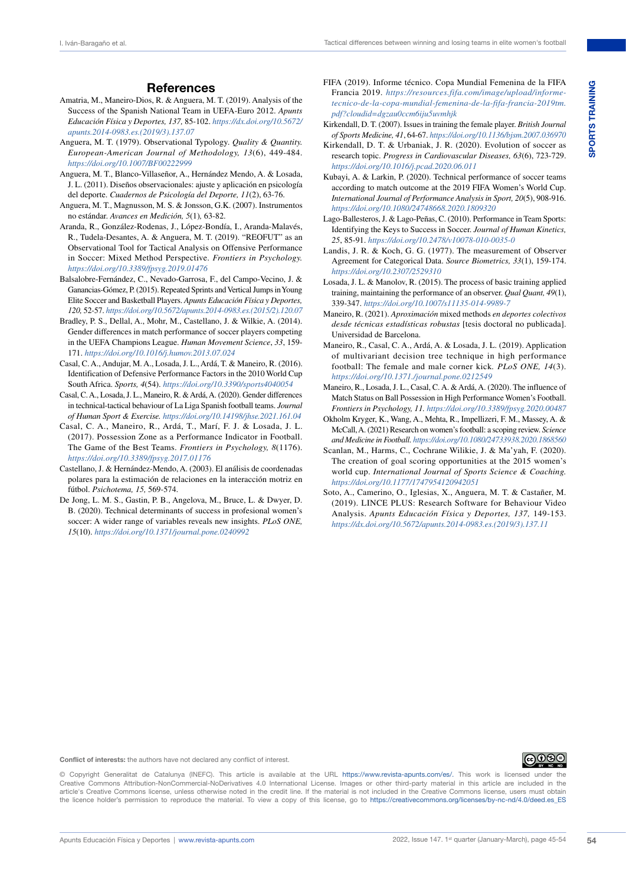## References

Amatria, M., Maneiro-Dios, R. & Anguera, M. T. (2019). Analysis of the Success of the Spanish National Team in UEFA-Euro 2012. *Apunts Educación Física y Deportes, 137,* 85-102. *https://dx.doi.org/10.5672/apunts.2014-0983.es.(2019/3).137.07*

Anguera, M. T. (1979). Observational Typology. *Quality & Quantity. European-American Journal of Methodology, 13*(6), 449-484. *https://doi.org/10.1007/BF00222999*

Anguera, M. T., Blanco-Villaseñor, A., Hernández Mendo, A. & Losada, J. L. (2011). Diseños observacionales: ajuste y aplicación en psicología del deporte. *Cuadernos de Psicología del Deporte, 11*(2), 63-76.

Anguera, M. T., Magnusson, M. S. & Jonsson, G.K. (2007). Instrumentos no estándar. *Avances en Medición, 5*(1)*,* 63-82.

Aranda, R., González-Rodenas, J., López-Bondía, I., Aranda-Malavés, R., Tudela-Desantes, A. & Anguera, M. T. (2019). "REOFUT" as an Observational Tool for Tactical Analysis on Offensive Performance in Soccer: Mixed Method Perspective. *Frontiers in Psychology. https://doi.org/10.3389/fpsyg.2019.01476*

Balsalobre-Fernández, C., Nevado-Garrosa, F., del Campo-Vecino, J. & Ganancias-Gómez, P. (2015). Repeated Sprints and Vertical Jumps in Young Elite Soccer and Basketball Players. *Apunts Educación Física y Deportes, 120,* 52-57. *https://doi.org/10.5672/apunts.2014-0983.es.(2015/2).120.07*

Bradley, P. S., Dellal, A., Mohr, M., Castellano, J. & Wilkie, A. (2014). Gender differences in match performance of soccer players competing in the UEFA Champions League. *Human Movement Science*, *33*, 159-171. *https://doi.org/10.1016/j.humov.2013.07.024*

Casal, C. A., Andujar, M. A., Losada, J. L., Ardá, T. & Maneiro, R. (2016). Identification of Defensive Performance Factors in the 2010 World Cup South Africa. *Sports, 4*(54). *https://doi.org/10.3390/sports4040054*

Casal, C. A., Losada, J. L., Maneiro, R. & Ardá, A. (2020). Gender differences in technical-tactical behaviour of La Liga Spanish football teams. *Journal of Human Sport & Exercise. https://doi.org/10.14198/jhse.2021.161.04*

Casal, C. A., Maneiro, R., Ardá, T., Marí, F. J. & Losada, J. L. (2017). Possession Zone as a Performance Indicator in Football. The Game of the Best Teams. *Frontiers in Psychology, 8*(1176). *https://doi.org/10.3389/fpsyg.2017.01176*

Castellano, J. & Hernández-Mendo, A. (2003). El análisis de coordenadas polares para la estimación de relaciones en la interacción motriz en fútbol. *Psichotema, 15,* 569-574.

De Jong, L. M. S., Gastin, P. B., Angelova, M., Bruce, L. & Dwyer, D. B. (2020). Technical determinants of success in profesional women's soccer: A wider range of variables reveals new insights. *PLoS ONE, 15*(10). *https://doi.org/10.1371/journal.pone.0240992*

FIFA (2019). Informe técnico. Copa Mundial Femenina de la FIFA Francia 2019. *https://resources.fifa.com/image/upload/informe-tecnico-de-la-copa-mundial-femenina-de-la-fifa-francia-2019tm.pdf?cloudid=dgzau0ccm6iju5uvmhjk*

Kirkendall, D. T. (2007). Issues in training the female player. *British Journal of Sports Medicine, 41*, 64-67. *https://doi.org/10.1136/bjsm.2007.036970*

Kirkendall, D. T. & Urbaniak, J. R. (2020). Evolution of soccer as research topic. *Progress in Cardiovascular Diseases, 63*(6), 723-729. *https://doi.org/10.1016/j.pcad.2020.06.011*

Kubayi, A. & Larkin, P. (2020). Technical performance of soccer teams according to match outcome at the 2019 FIFA Women's World Cup. *International Journal of Performance Analysis in Sport, 20*(5), 908-916. *https://doi.org/10.1080/24748668.2020.1809320*

Lago-Ballesteros, J. & Lago-Peñas, C. (2010). Performance in Team Sports: Identifying the Keys to Success in Soccer. *Journal of Human Kinetics, 25*, 85-91. *https://doi.org/10.2478/v10078-010-0035-0*

Landis, J. R. & Koch, G. G. (1977). The measurement of Observer Agreement for Categorical Data. *Source Biometrics, 33*(1), 159-174. *https://doi.org/10.2307/2529310*

Losada, J. L. & Manolov, R. (2015). The process of basic training applied training, maintaining the performance of an observer. *Qual Quant, 49*(1), 339-347. *https://doi.org/10.1007/s11135-014-9989-7*

Maneiro, R. (2021). *Aproximación* mixed methods *en deportes colectivos desde técnicas estadísticas robustas* [tesis doctoral no publicada]. Universidad de Barcelona.

Maneiro, R., Casal, C. A., Ardá, A. & Losada, J. L. (2019). Application of multivariant decision tree technique in high performance football: The female and male corner kick. *PLoS ONE, 14*(3). *https://doi.org/10.1371/journal.pone.0212549*

Maneiro, R., Losada, J. L., Casal, C. A. & Ardá, A. (2020). The influence of Match Status on Ball Possession in High Performance Women's Football. *Frontiers in Psychology, 11. https://doi.org/10.3389/fpsyg.2020.00487*

Okholm Kryger, K., Wang, A., Mehta, R., Impellizeri, F. M., Massey, A. & McCall, A. (2021) Research on women's football: a scoping review. *Science and Medicine in Football. https://doi.org/10.1080/24733938.2020.1868560*

Scanlan, M., Harms, C., Cochrane Wilikie, J. & Ma'yah, F. (2020). The creation of goal scoring opportunities at the 2015 women's world cup. *International Journal of Sports Science & Coaching. https://doi.org/10.1177/1747954120942051*

Soto, A., Camerino, O., Iglesias, X., Anguera, M. T. & Castañer, M. (2019). LINCE PLUS: Research Software for Behaviour Video Analysis. *Apunts Educación Física y Deportes, 137,* 149-153. *https://dx.doi.org/10.5672/apunts.2014-0983.es.(2019/3).137.11*

**Conflict of interests:** the authors have not declared any conflict of interest.

© Copyright Generalitat de Catalunya (INEFC). This article is available at the URL https://www.revista-apunts.com/es/. This work is licensed under the Creative Commons Attribution-NonCommercial-NoDerivatives 4.0 International License. Images or other third-party material in this article are included in the article's Creative Commons license, unless otherwise noted in the credit line. If the material is not included in the Creative Commons license, users must obtain the licence holder's permission to reproduce the material. To view a copy of this license, go to https://creativecommons.org/licenses/by-nc-nd/4.0/deed.es_ES